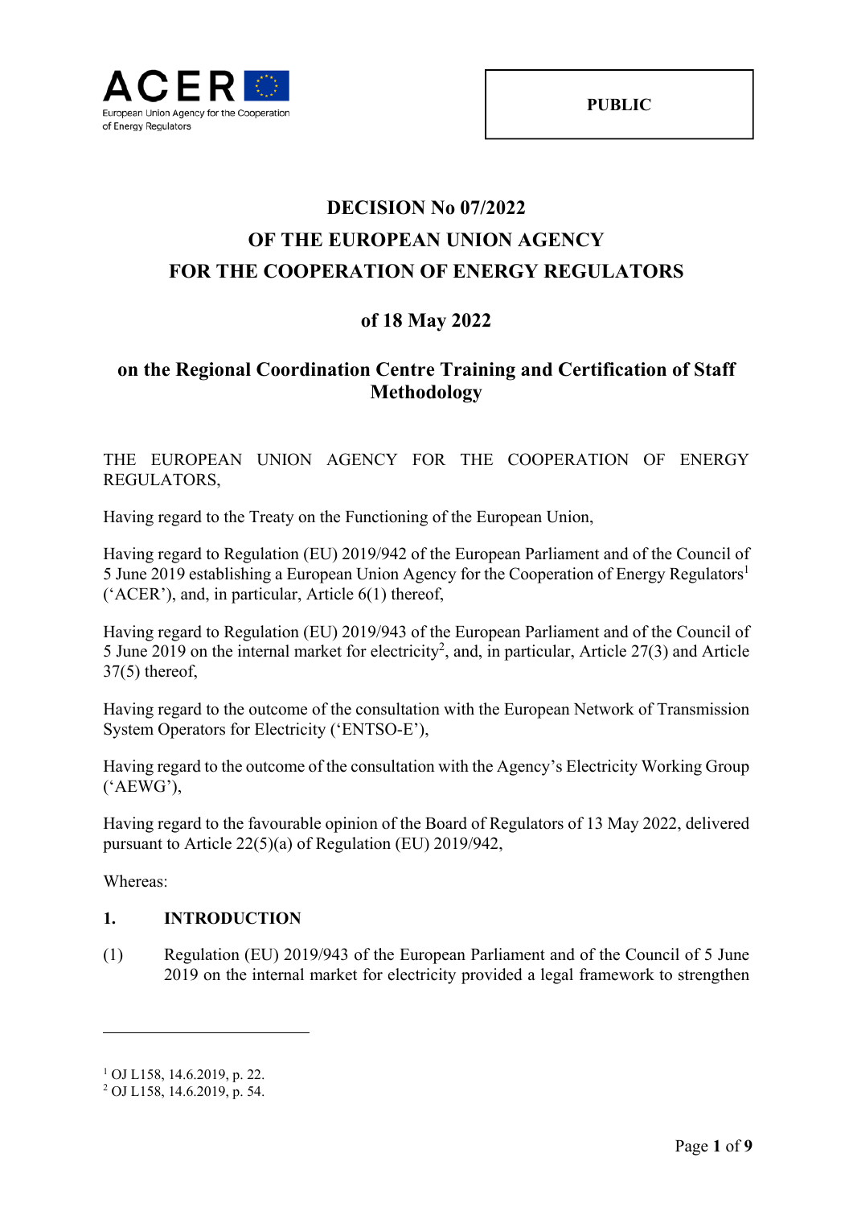PUBLIC

# DECISION No 07/2022
# OF THE EUROPEAN UNION AGENCY
# FOR THE COOPERATION OF ENERGY REGULATORS

## of 18 May 2022

## on the Regional Coordination Centre Training and Certification of Staff Methodology

THE EUROPEAN UNION AGENCY FOR THE COOPERATION OF ENERGY REGULATORS,

Having regard to the Treaty on the Functioning of the European Union,

Having regard to Regulation (EU) 2019/942 of the European Parliament and of the Council of 5 June 2019 establishing a European Union Agency for the Cooperation of Energy Regulators[1] ('ACER'), and, in particular, Article 6(1) thereof,

Having regard to Regulation (EU) 2019/943 of the European Parliament and of the Council of 5 June 2019 on the internal market for electricity[2], and, in particular, Article 27(3) and Article 37(5) thereof,

Having regard to the outcome of the consultation with the European Network of Transmission System Operators for Electricity ('ENTSO-E'),

Having regard to the outcome of the consultation with the Agency's Electricity Working Group ('AEWG'),

Having regard to the favourable opinion of the Board of Regulators of 13 May 2022, delivered pursuant to Article 22(5)(a) of Regulation (EU) 2019/942,

Whereas:

### 1. INTRODUCTION

(1) Regulation (EU) 2019/943 of the European Parliament and of the Council of 5 June 2019 on the internal market for electricity provided a legal framework to strengthen

---

[1] OJ L158, 14.6.2019, p. 22.

[2] OJ L158, 14.6.2019, p. 54.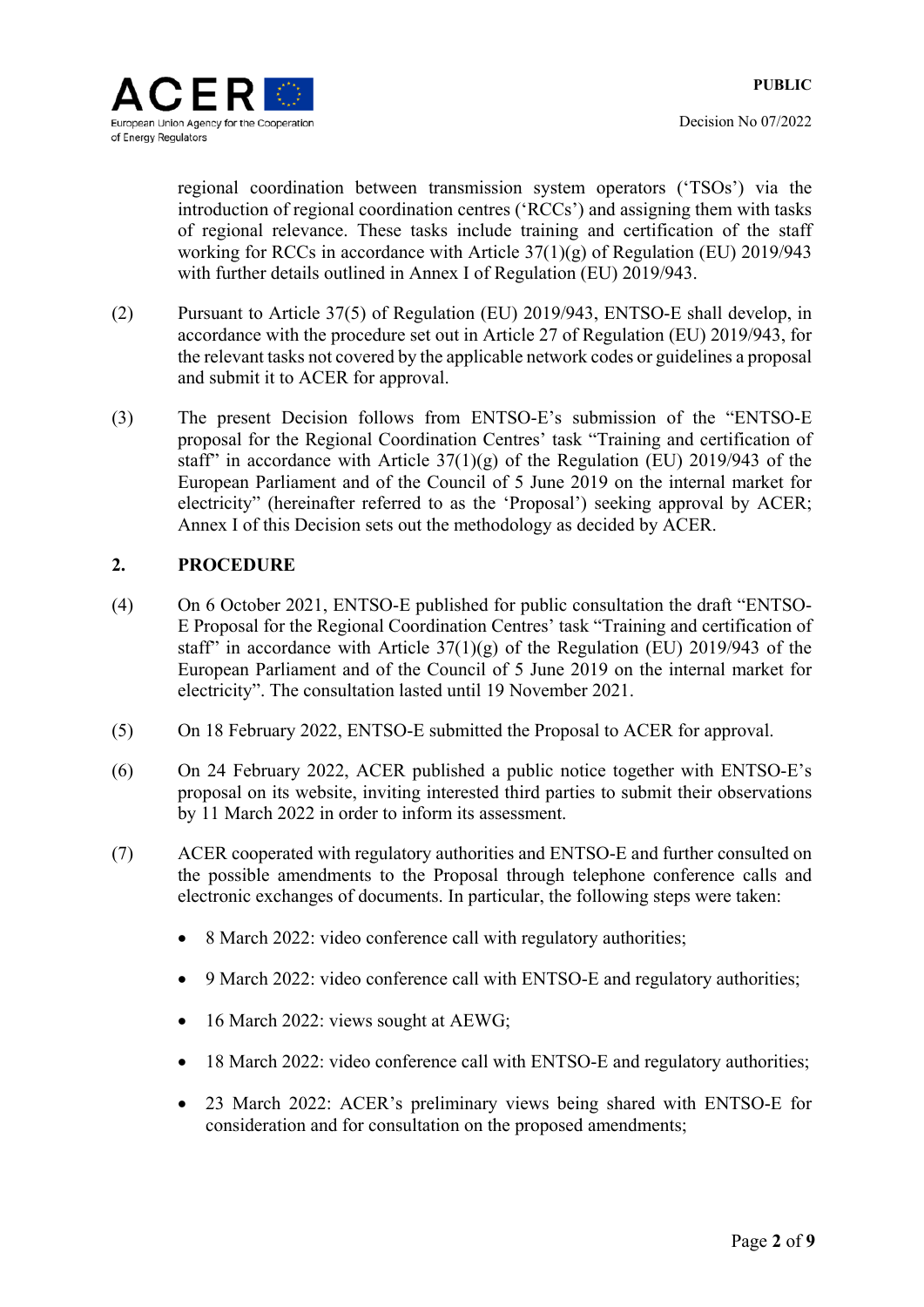regional coordination between transmission system operators ('TSOs') via the introduction of regional coordination centres ('RCCs') and assigning them with tasks of regional relevance. These tasks include training and certification of the staff working for RCCs in accordance with Article 37(1)(g) of Regulation (EU) 2019/943 with further details outlined in Annex I of Regulation (EU) 2019/943.

(2) Pursuant to Article 37(5) of Regulation (EU) 2019/943, ENTSO-E shall develop, in accordance with the procedure set out in Article 27 of Regulation (EU) 2019/943, for the relevant tasks not covered by the applicable network codes or guidelines a proposal and submit it to ACER for approval.

(3) The present Decision follows from ENTSO-E's submission of the "ENTSO-E proposal for the Regional Coordination Centres' task "Training and certification of staff" in accordance with Article 37(1)(g) of the Regulation (EU) 2019/943 of the European Parliament and of the Council of 5 June 2019 on the internal market for electricity" (hereinafter referred to as the 'Proposal') seeking approval by ACER; Annex I of this Decision sets out the methodology as decided by ACER.

## 2. PROCEDURE

(4) On 6 October 2021, ENTSO-E published for public consultation the draft "ENTSO-E Proposal for the Regional Coordination Centres' task "Training and certification of staff" in accordance with Article 37(1)(g) of the Regulation (EU) 2019/943 of the European Parliament and of the Council of 5 June 2019 on the internal market for electricity". The consultation lasted until 19 November 2021.

(5) On 18 February 2022, ENTSO-E submitted the Proposal to ACER for approval.

(6) On 24 February 2022, ACER published a public notice together with ENTSO-E's proposal on its website, inviting interested third parties to submit their observations by 11 March 2022 in order to inform its assessment.

(7) ACER cooperated with regulatory authorities and ENTSO-E and further consulted on the possible amendments to the Proposal through telephone conference calls and electronic exchanges of documents. In particular, the following steps were taken:

- 8 March 2022: video conference call with regulatory authorities;
- 9 March 2022: video conference call with ENTSO-E and regulatory authorities;
- 16 March 2022: views sought at AEWG;
- 18 March 2022: video conference call with ENTSO-E and regulatory authorities;
- 23 March 2022: ACER's preliminary views being shared with ENTSO-E for consideration and for consultation on the proposed amendments;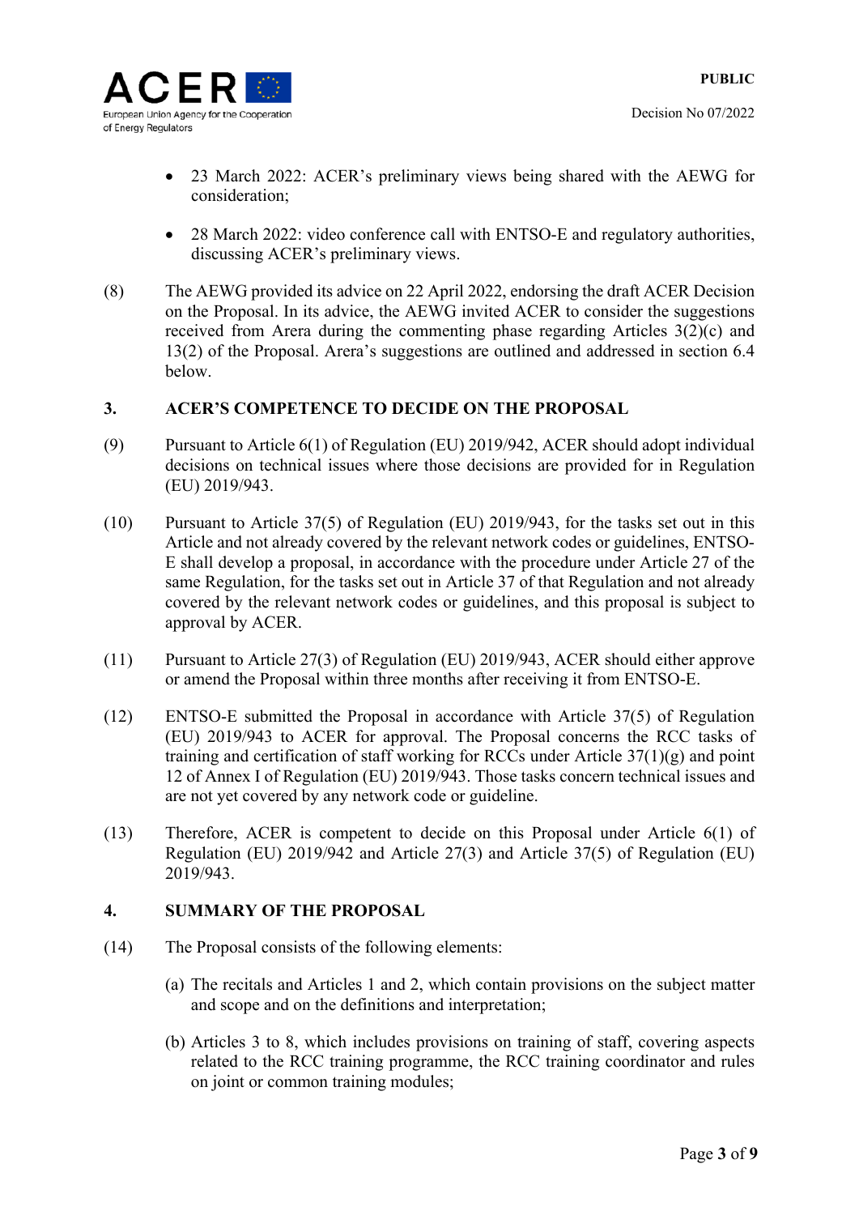- 23 March 2022: ACER's preliminary views being shared with the AEWG for consideration;

- 28 March 2022: video conference call with ENTSO-E and regulatory authorities, discussing ACER's preliminary views.

(8) The AEWG provided its advice on 22 April 2022, endorsing the draft ACER Decision on the Proposal. In its advice, the AEWG invited ACER to consider the suggestions received from Arera during the commenting phase regarding Articles 3(2)(c) and 13(2) of the Proposal. Arera's suggestions are outlined and addressed in section 6.4 below.

## 3. ACER'S COMPETENCE TO DECIDE ON THE PROPOSAL

(9) Pursuant to Article 6(1) of Regulation (EU) 2019/942, ACER should adopt individual decisions on technical issues where those decisions are provided for in Regulation (EU) 2019/943.

(10) Pursuant to Article 37(5) of Regulation (EU) 2019/943, for the tasks set out in this Article and not already covered by the relevant network codes or guidelines, ENTSO-E shall develop a proposal, in accordance with the procedure under Article 27 of the same Regulation, for the tasks set out in Article 37 of that Regulation and not already covered by the relevant network codes or guidelines, and this proposal is subject to approval by ACER.

(11) Pursuant to Article 27(3) of Regulation (EU) 2019/943, ACER should either approve or amend the Proposal within three months after receiving it from ENTSO-E.

(12) ENTSO-E submitted the Proposal in accordance with Article 37(5) of Regulation (EU) 2019/943 to ACER for approval. The Proposal concerns the RCC tasks of training and certification of staff working for RCCs under Article 37(1)(g) and point 12 of Annex I of Regulation (EU) 2019/943. Those tasks concern technical issues and are not yet covered by any network code or guideline.

(13) Therefore, ACER is competent to decide on this Proposal under Article 6(1) of Regulation (EU) 2019/942 and Article 27(3) and Article 37(5) of Regulation (EU) 2019/943.

## 4. SUMMARY OF THE PROPOSAL

(14) The Proposal consists of the following elements:

(a) The recitals and Articles 1 and 2, which contain provisions on the subject matter and scope and on the definitions and interpretation;

(b) Articles 3 to 8, which includes provisions on training of staff, covering aspects related to the RCC training programme, the RCC training coordinator and rules on joint or common training modules;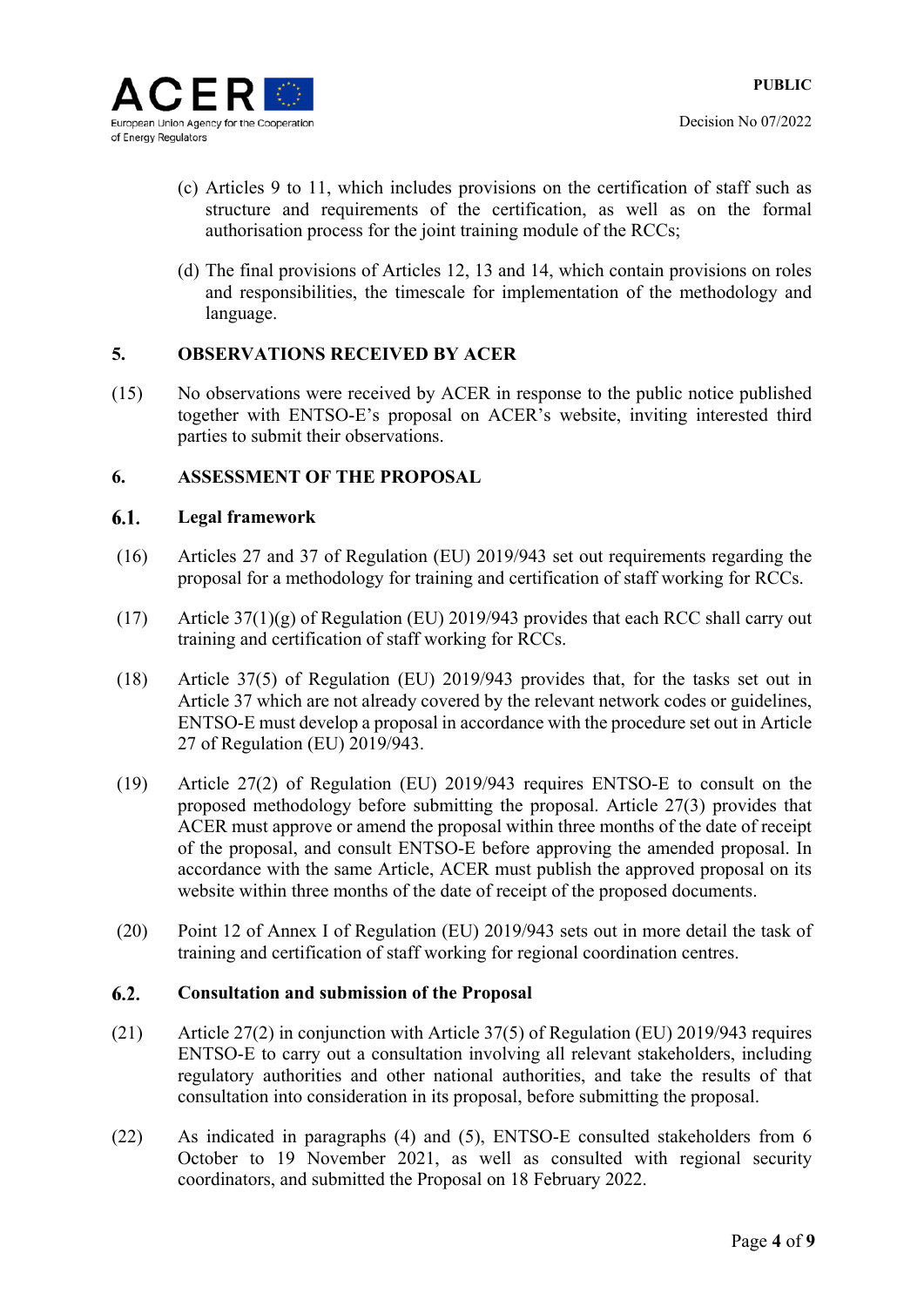(c) Articles 9 to 11, which includes provisions on the certification of staff such as structure and requirements of the certification, as well as on the formal authorisation process for the joint training module of the RCCs;

(d) The final provisions of Articles 12, 13 and 14, which contain provisions on roles and responsibilities, the timescale for implementation of the methodology and language.

## 5. OBSERVATIONS RECEIVED BY ACER

(15) No observations were received by ACER in response to the public notice published together with ENTSO-E's proposal on ACER's website, inviting interested third parties to submit their observations.

## 6. ASSESSMENT OF THE PROPOSAL

### 6.1. Legal framework

(16) Articles 27 and 37 of Regulation (EU) 2019/943 set out requirements regarding the proposal for a methodology for training and certification of staff working for RCCs.

(17) Article 37(1)(g) of Regulation (EU) 2019/943 provides that each RCC shall carry out training and certification of staff working for RCCs.

(18) Article 37(5) of Regulation (EU) 2019/943 provides that, for the tasks set out in Article 37 which are not already covered by the relevant network codes or guidelines, ENTSO-E must develop a proposal in accordance with the procedure set out in Article 27 of Regulation (EU) 2019/943.

(19) Article 27(2) of Regulation (EU) 2019/943 requires ENTSO-E to consult on the proposed methodology before submitting the proposal. Article 27(3) provides that ACER must approve or amend the proposal within three months of the date of receipt of the proposal, and consult ENTSO-E before approving the amended proposal. In accordance with the same Article, ACER must publish the approved proposal on its website within three months of the date of receipt of the proposed documents.

(20) Point 12 of Annex I of Regulation (EU) 2019/943 sets out in more detail the task of training and certification of staff working for regional coordination centres.

### 6.2. Consultation and submission of the Proposal

(21) Article 27(2) in conjunction with Article 37(5) of Regulation (EU) 2019/943 requires ENTSO-E to carry out a consultation involving all relevant stakeholders, including regulatory authorities and other national authorities, and take the results of that consultation into consideration in its proposal, before submitting the proposal.

(22) As indicated in paragraphs (4) and (5), ENTSO-E consulted stakeholders from 6 October to 19 November 2021, as well as consulted with regional security coordinators, and submitted the Proposal on 18 February 2022.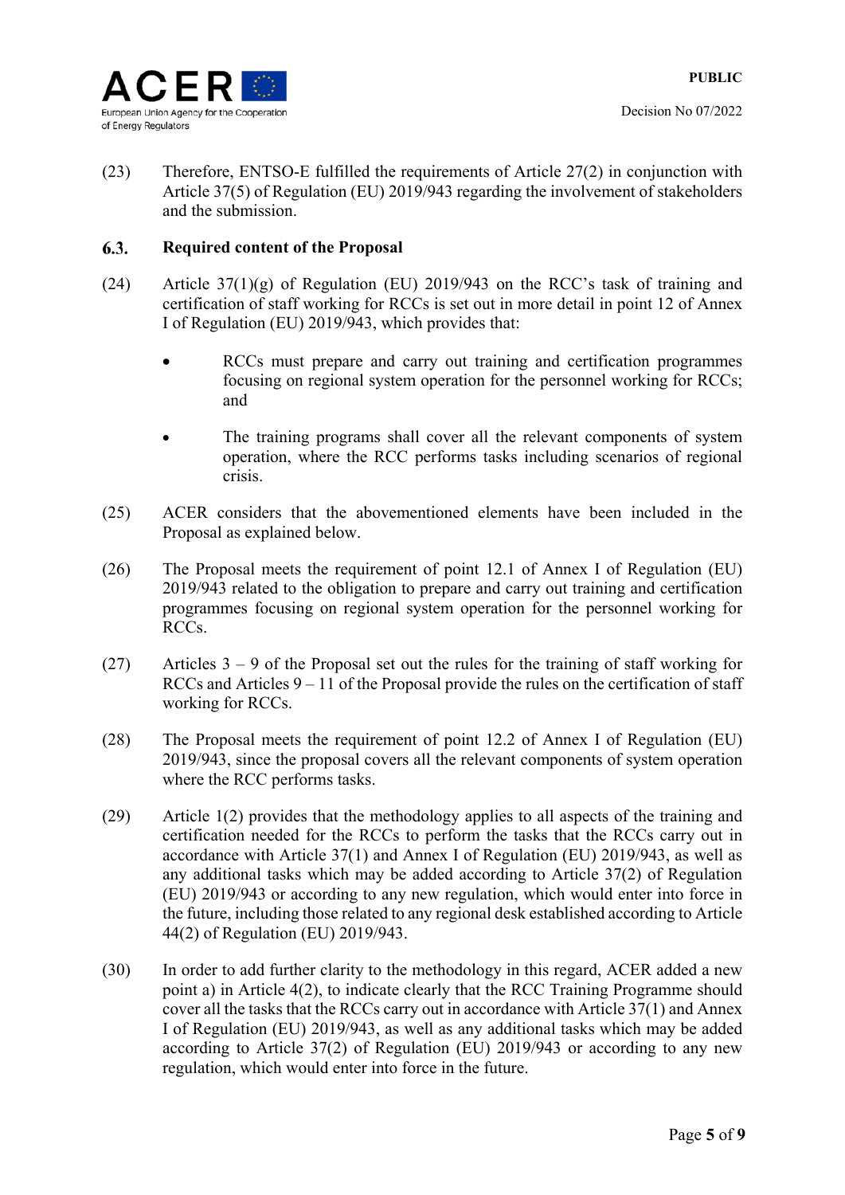(23) Therefore, ENTSO-E fulfilled the requirements of Article 27(2) in conjunction with Article 37(5) of Regulation (EU) 2019/943 regarding the involvement of stakeholders and the submission.

### 6.3. Required content of the Proposal

(24) Article 37(1)(g) of Regulation (EU) 2019/943 on the RCC's task of training and certification of staff working for RCCs is set out in more detail in point 12 of Annex I of Regulation (EU) 2019/943, which provides that:

- RCCs must prepare and carry out training and certification programmes focusing on regional system operation for the personnel working for RCCs; and
- The training programs shall cover all the relevant components of system operation, where the RCC performs tasks including scenarios of regional crisis.

(25) ACER considers that the abovementioned elements have been included in the Proposal as explained below.

(26) The Proposal meets the requirement of point 12.1 of Annex I of Regulation (EU) 2019/943 related to the obligation to prepare and carry out training and certification programmes focusing on regional system operation for the personnel working for RCCs.

(27) Articles 3 – 9 of the Proposal set out the rules for the training of staff working for RCCs and Articles 9 – 11 of the Proposal provide the rules on the certification of staff working for RCCs.

(28) The Proposal meets the requirement of point 12.2 of Annex I of Regulation (EU) 2019/943, since the proposal covers all the relevant components of system operation where the RCC performs tasks.

(29) Article 1(2) provides that the methodology applies to all aspects of the training and certification needed for the RCCs to perform the tasks that the RCCs carry out in accordance with Article 37(1) and Annex I of Regulation (EU) 2019/943, as well as any additional tasks which may be added according to Article 37(2) of Regulation (EU) 2019/943 or according to any new regulation, which would enter into force in the future, including those related to any regional desk established according to Article 44(2) of Regulation (EU) 2019/943.

(30) In order to add further clarity to the methodology in this regard, ACER added a new point a) in Article 4(2), to indicate clearly that the RCC Training Programme should cover all the tasks that the RCCs carry out in accordance with Article 37(1) and Annex I of Regulation (EU) 2019/943, as well as any additional tasks which may be added according to Article 37(2) of Regulation (EU) 2019/943 or according to any new regulation, which would enter into force in the future.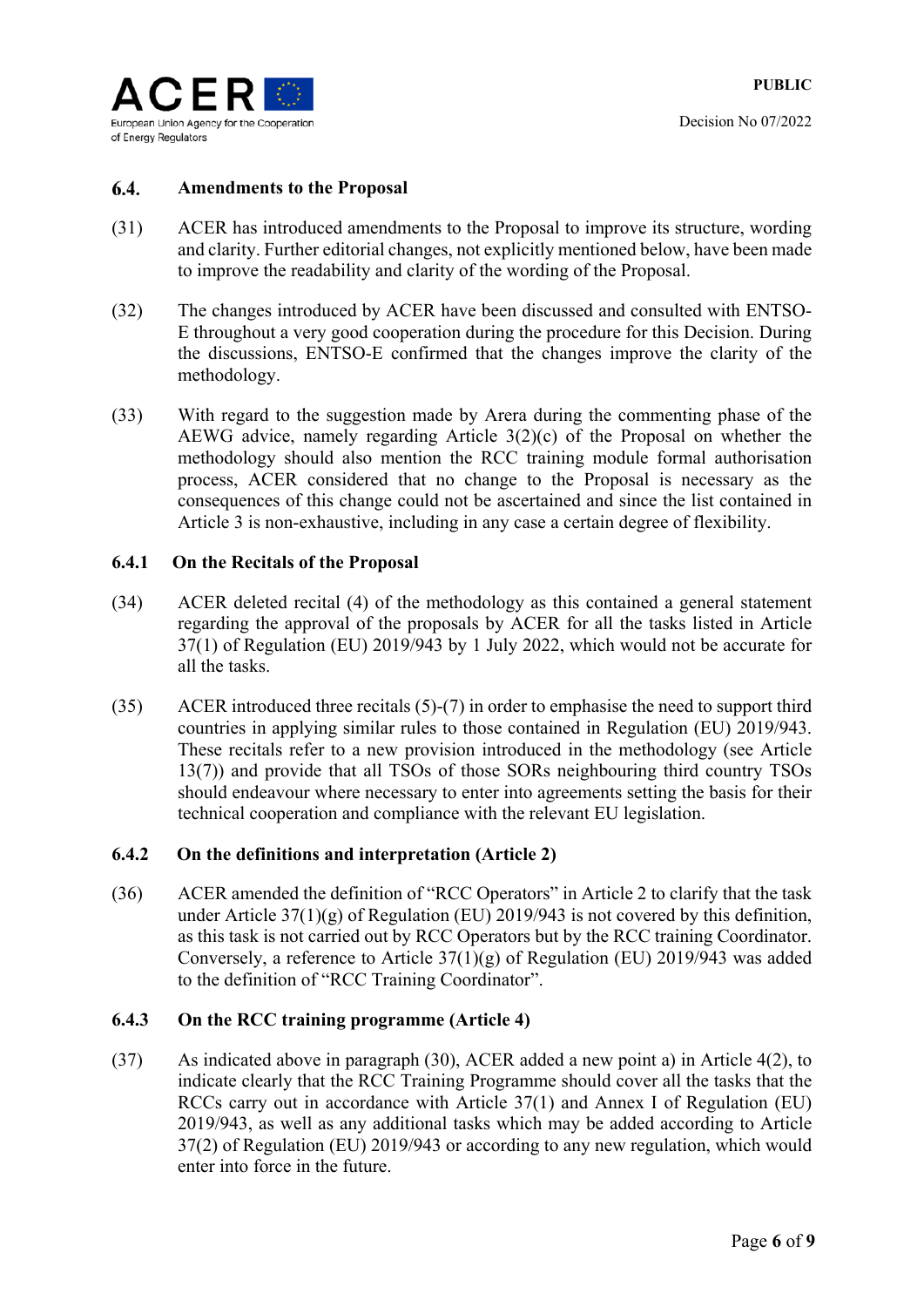### 6.4. Amendments to the Proposal

(31) ACER has introduced amendments to the Proposal to improve its structure, wording and clarity. Further editorial changes, not explicitly mentioned below, have been made to improve the readability and clarity of the wording of the Proposal.

(32) The changes introduced by ACER have been discussed and consulted with ENTSO-E throughout a very good cooperation during the procedure for this Decision. During the discussions, ENTSO-E confirmed that the changes improve the clarity of the methodology.

(33) With regard to the suggestion made by Arera during the commenting phase of the AEWG advice, namely regarding Article 3(2)(c) of the Proposal on whether the methodology should also mention the RCC training module formal authorisation process, ACER considered that no change to the Proposal is necessary as the consequences of this change could not be ascertained and since the list contained in Article 3 is non-exhaustive, including in any case a certain degree of flexibility.

#### 6.4.1 On the Recitals of the Proposal

(34) ACER deleted recital (4) of the methodology as this contained a general statement regarding the approval of the proposals by ACER for all the tasks listed in Article 37(1) of Regulation (EU) 2019/943 by 1 July 2022, which would not be accurate for all the tasks.

(35) ACER introduced three recitals (5)-(7) in order to emphasise the need to support third countries in applying similar rules to those contained in Regulation (EU) 2019/943. These recitals refer to a new provision introduced in the methodology (see Article 13(7)) and provide that all TSOs of those SORs neighbouring third country TSOs should endeavour where necessary to enter into agreements setting the basis for their technical cooperation and compliance with the relevant EU legislation.

#### 6.4.2 On the definitions and interpretation (Article 2)

(36) ACER amended the definition of "RCC Operators" in Article 2 to clarify that the task under Article 37(1)(g) of Regulation (EU) 2019/943 is not covered by this definition, as this task is not carried out by RCC Operators but by the RCC training Coordinator. Conversely, a reference to Article 37(1)(g) of Regulation (EU) 2019/943 was added to the definition of "RCC Training Coordinator".

#### 6.4.3 On the RCC training programme (Article 4)

(37) As indicated above in paragraph (30), ACER added a new point a) in Article 4(2), to indicate clearly that the RCC Training Programme should cover all the tasks that the RCCs carry out in accordance with Article 37(1) and Annex I of Regulation (EU) 2019/943, as well as any additional tasks which may be added according to Article 37(2) of Regulation (EU) 2019/943 or according to any new regulation, which would enter into force in the future.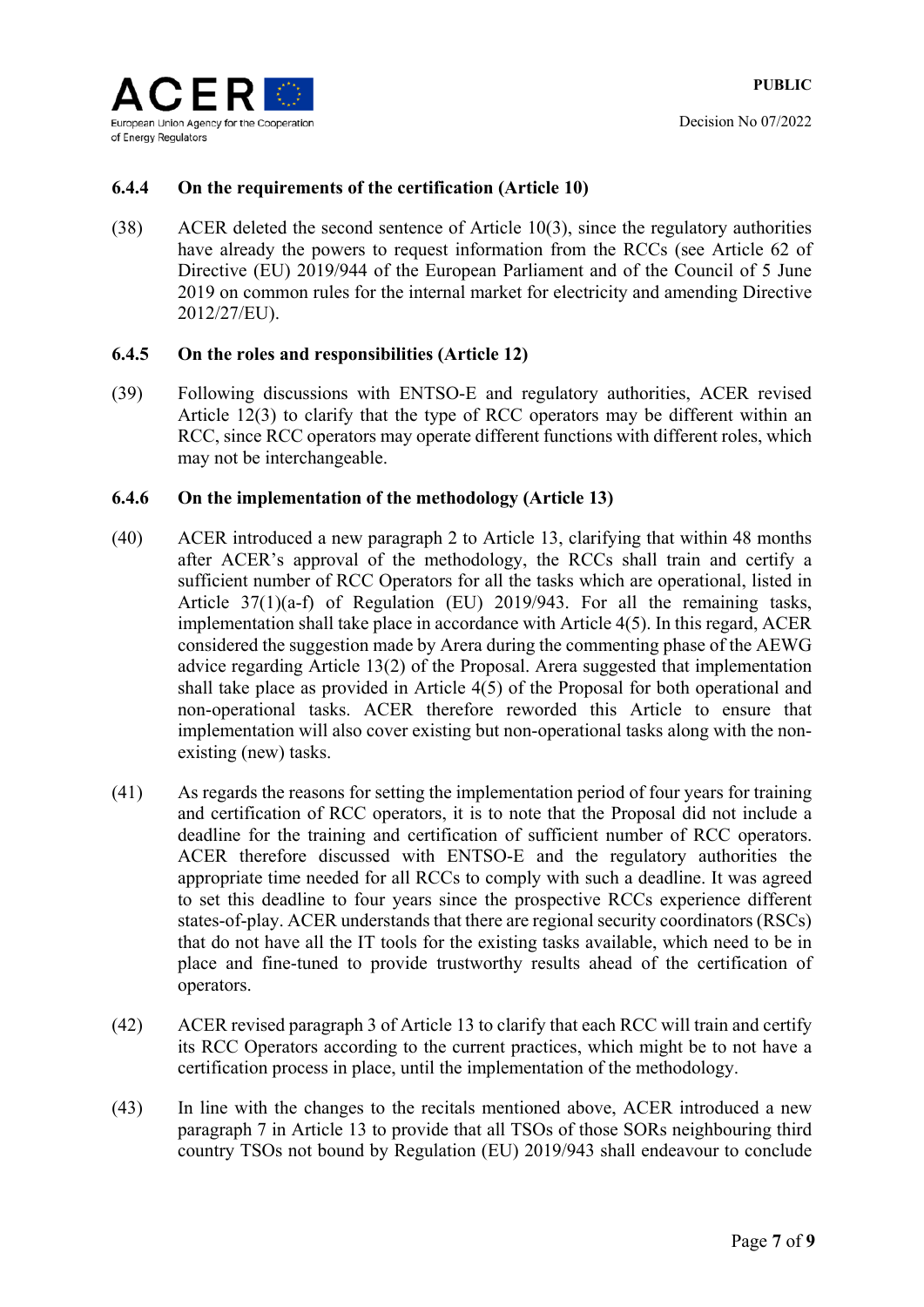#### 6.4.4 On the requirements of the certification (Article 10)

(38) ACER deleted the second sentence of Article 10(3), since the regulatory authorities have already the powers to request information from the RCCs (see Article 62 of Directive (EU) 2019/944 of the European Parliament and of the Council of 5 June 2019 on common rules for the internal market for electricity and amending Directive 2012/27/EU).

#### 6.4.5 On the roles and responsibilities (Article 12)

(39) Following discussions with ENTSO-E and regulatory authorities, ACER revised Article 12(3) to clarify that the type of RCC operators may be different within an RCC, since RCC operators may operate different functions with different roles, which may not be interchangeable.

#### 6.4.6 On the implementation of the methodology (Article 13)

(40) ACER introduced a new paragraph 2 to Article 13, clarifying that within 48 months after ACER's approval of the methodology, the RCCs shall train and certify a sufficient number of RCC Operators for all the tasks which are operational, listed in Article 37(1)(a-f) of Regulation (EU) 2019/943. For all the remaining tasks, implementation shall take place in accordance with Article 4(5). In this regard, ACER considered the suggestion made by Arera during the commenting phase of the AEWG advice regarding Article 13(2) of the Proposal. Arera suggested that implementation shall take place as provided in Article 4(5) of the Proposal for both operational and non-operational tasks. ACER therefore reworded this Article to ensure that implementation will also cover existing but non-operational tasks along with the non-existing (new) tasks.

(41) As regards the reasons for setting the implementation period of four years for training and certification of RCC operators, it is to note that the Proposal did not include a deadline for the training and certification of sufficient number of RCC operators. ACER therefore discussed with ENTSO-E and the regulatory authorities the appropriate time needed for all RCCs to comply with such a deadline. It was agreed to set this deadline to four years since the prospective RCCs experience different states-of-play. ACER understands that there are regional security coordinators (RSCs) that do not have all the IT tools for the existing tasks available, which need to be in place and fine-tuned to provide trustworthy results ahead of the certification of operators.

(42) ACER revised paragraph 3 of Article 13 to clarify that each RCC will train and certify its RCC Operators according to the current practices, which might be to not have a certification process in place, until the implementation of the methodology.

(43) In line with the changes to the recitals mentioned above, ACER introduced a new paragraph 7 in Article 13 to provide that all TSOs of those SORs neighbouring third country TSOs not bound by Regulation (EU) 2019/943 shall endeavour to conclude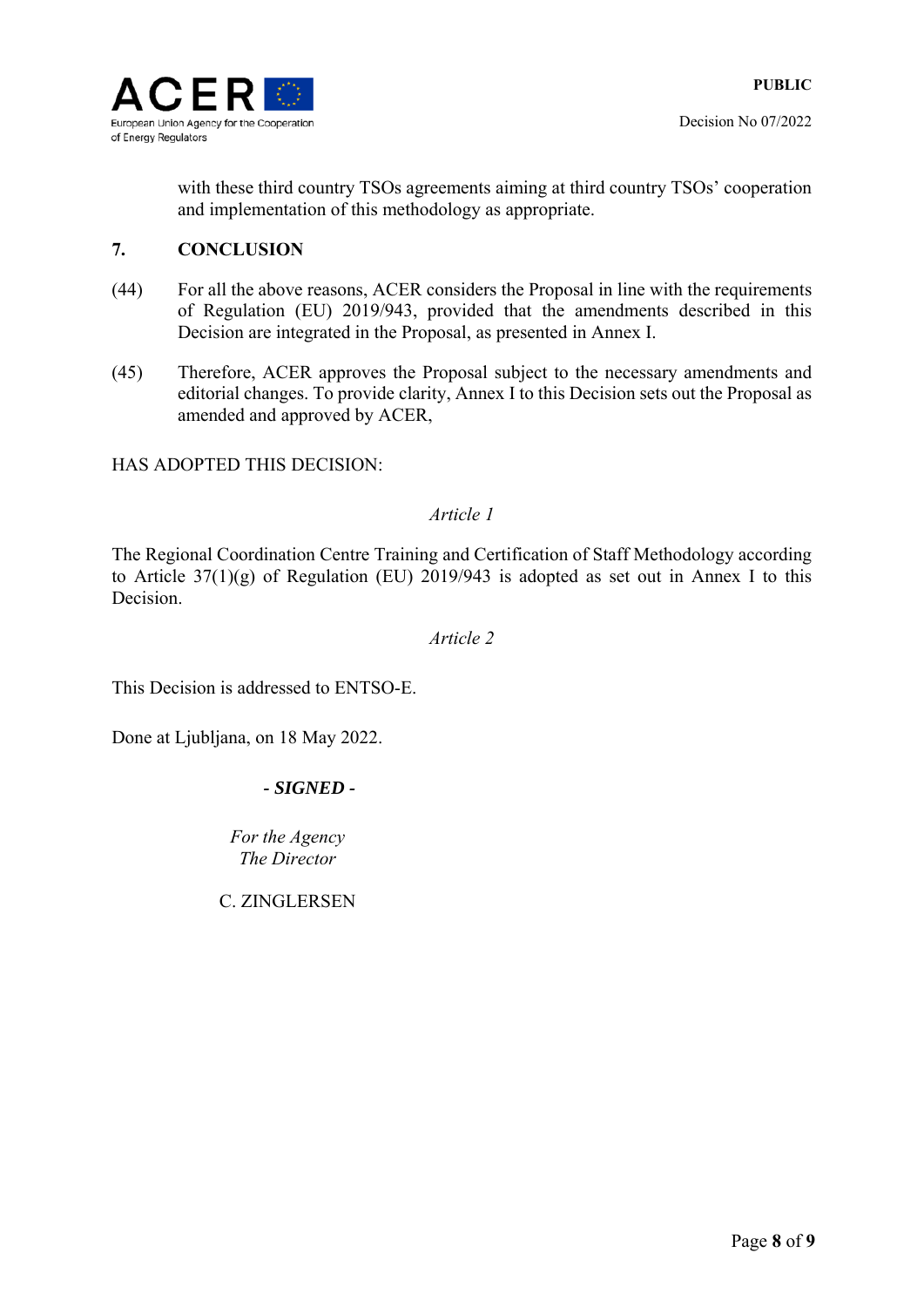with these third country TSOs agreements aiming at third country TSOs' cooperation and implementation of this methodology as appropriate.

## 7. CONCLUSION

(44) For all the above reasons, ACER considers the Proposal in line with the requirements of Regulation (EU) 2019/943, provided that the amendments described in this Decision are integrated in the Proposal, as presented in Annex I.

(45) Therefore, ACER approves the Proposal subject to the necessary amendments and editorial changes. To provide clarity, Annex I to this Decision sets out the Proposal as amended and approved by ACER,

HAS ADOPTED THIS DECISION:

*Article 1*

The Regional Coordination Centre Training and Certification of Staff Methodology according to Article 37(1)(g) of Regulation (EU) 2019/943 is adopted as set out in Annex I to this Decision.

*Article 2*

This Decision is addressed to ENTSO-E.

Done at Ljubljana, on 18 May 2022.

***- SIGNED -***

*For the Agency*
*The Director*

C. ZINGLERSEN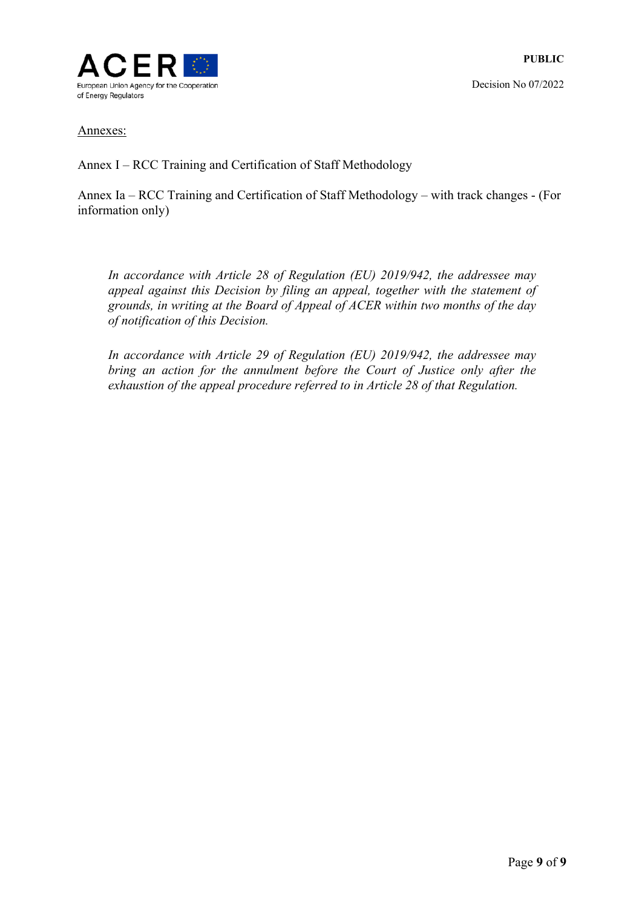<u>Annexes:</u>

Annex I – RCC Training and Certification of Staff Methodology

Annex Ia – RCC Training and Certification of Staff Methodology – with track changes - (For information only)

*In accordance with Article 28 of Regulation (EU) 2019/942, the addressee may appeal against this Decision by filing an appeal, together with the statement of grounds, in writing at the Board of Appeal of ACER within two months of the day of notification of this Decision.*

*In accordance with Article 29 of Regulation (EU) 2019/942, the addressee may bring an action for the annulment before the Court of Justice only after the exhaustion of the appeal procedure referred to in Article 28 of that Regulation.*